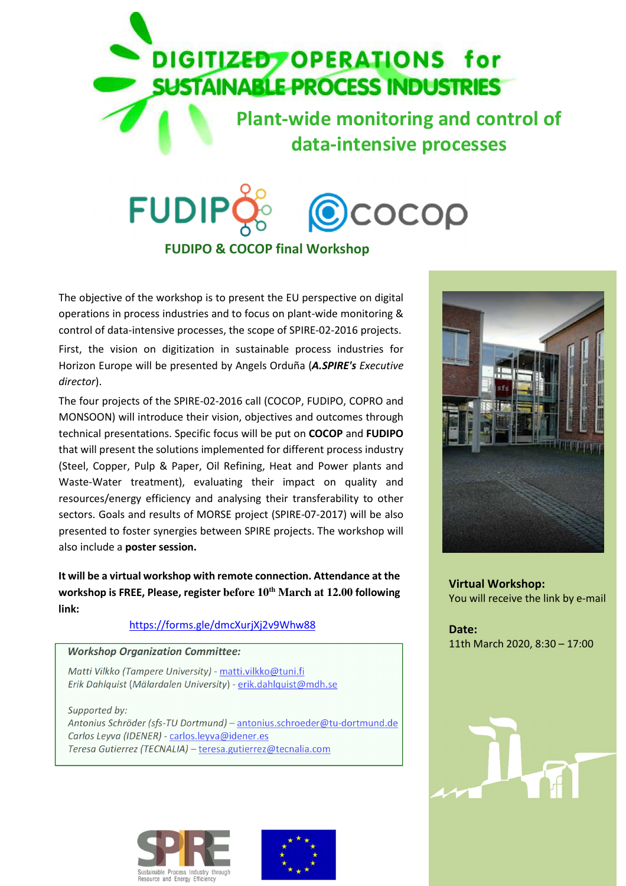# DIGITIZED OPERATIONS for SUSTAINABLE PROCESS INDUSTRIES

## Plant-wide monitoring and control of data-intensive processes

FUDIPO COCOP

### FUDIPO & COCOP final Workshop

The objective of the workshop is to present the EU perspective on digital operations in process industries and to focus on plant-wide monitoring & control of data-intensive processes, the scope of SPIRE-02-2016 projects.

First, the vision on digitization in sustainable process industries for Horizon Europe will be presented by Angels Orduña (***A.SPIRE's** Executive director*).

The four projects of the SPIRE-02-2016 call (COCOP, FUDIPO, COPRO and MONSOON) will introduce their vision, objectives and outcomes through technical presentations. Specific focus will be put on **COCOP** and **FUDIPO** that will present the solutions implemented for different process industry (Steel, Copper, Pulp & Paper, Oil Refining, Heat and Power plants and Waste-Water treatment), evaluating their impact on quality and resources/energy efficiency and analysing their transferability to other sectors. Goals and results of MORSE project (SPIRE-07-2017) will be also presented to foster synergies between SPIRE projects. The workshop will also include a **poster session.**

**It will be a virtual workshop with remote connection. Attendance at the workshop is FREE, Please, register before 10th March at 12.00 following link:**

https://forms.gle/dmcXurjXj2v9Whw88

***Workshop Organization Committee:***

*Matti Vilkko (Tampere University)* - matti.vilkko@tuni.fi
*Erik Dahlquist (Mälardalen University)* - erik.dahlquist@mdh.se

*Supported by:*
*Antonius Schröder (sfs-TU Dortmund)* – antonius.schroeder@tu-dortmund.de
*Carlos Leyva (IDENER)* - carlos.leyva@idener.es
*Teresa Gutierrez (TECNALIA)* – teresa.gutierrez@tecnalia.com

**Virtual Workshop:**
You will receive the link by e-mail

**Date:**
11th March 2020, 8:30 – 17:00

SPIRE – Sustainable Process Industry through Resource and Energy Efficiency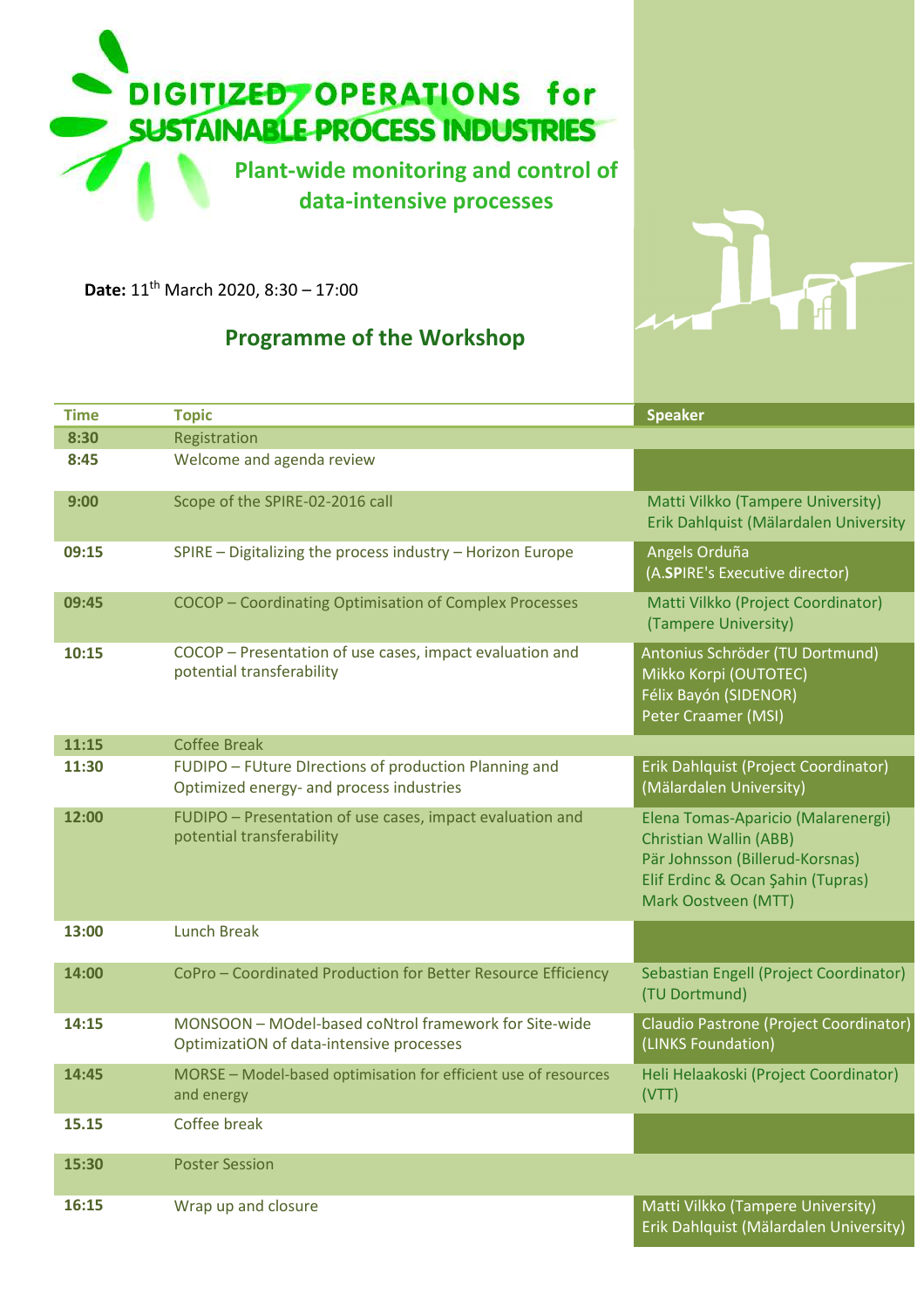# DIGITIZED OPERATIONS for SUSTAINABLE PROCESS INDUSTRIES

## Plant-wide monitoring and control of data-intensive processes

**Date:** 11th March 2020, 8:30 – 17:00

## Programme of the Workshop

| Time | Topic | Speaker |
|---|---|---|
| 8:30 | Registration | |
| 8:45 | Welcome and agenda review | |
| 9:00 | Scope of the SPIRE-02-2016 call | Matti Vilkko (Tampere University)<br>Erik Dahlquist (Mälardalen University |
| 09:15 | SPIRE – Digitalizing the process industry – Horizon Europe | Angels Orduña<br>(A.**SPIRE**'s Executive director) |
| 09:45 | COCOP – Coordinating Optimisation of Complex Processes | Matti Vilkko (Project Coordinator)<br>(Tampere University) |
| 10:15 | COCOP – Presentation of use cases, impact evaluation and potential transferability | Antonius Schröder (TU Dortmund)<br>Mikko Korpi (OUTOTEC)<br>Félix Bayón (SIDENOR)<br>Peter Craamer (MSI) |
| 11:15 | Coffee Break | |
| 11:30 | FUDIPO – FUture DIrections of production Planning and Optimized energy- and process industries | Erik Dahlquist (Project Coordinator)<br>(Mälardalen University) |
| 12:00 | FUDIPO – Presentation of use cases, impact evaluation and potential transferability | Elena Tomas-Aparicio (Malarenergi)<br>Christian Wallin (ABB)<br>Pär Johnsson (Billerud-Korsnas)<br>Elif Erdinc & Ocan Şahin (Tupras)<br>Mark Oostveen (MTT) |
| 13:00 | Lunch Break | |
| 14:00 | CoPro – Coordinated Production for Better Resource Efficiency | Sebastian Engell (Project Coordinator)<br>(TU Dortmund) |
| 14:15 | MONSOON – MOdel-based coNtrol framework for Site-wide OptimizatiON of data-intensive processes | Claudio Pastrone (Project Coordinator)<br>(LINKS Foundation) |
| 14:45 | MORSE – Model-based optimisation for efficient use of resources and energy | Heli Helaakoski (Project Coordinator)<br>(VTT) |
| 15.15 | Coffee break | |
| 15:30 | Poster Session | |
| 16:15 | Wrap up and closure | Matti Vilkko (Tampere University)<br>Erik Dahlquist (Mälardalen University) |